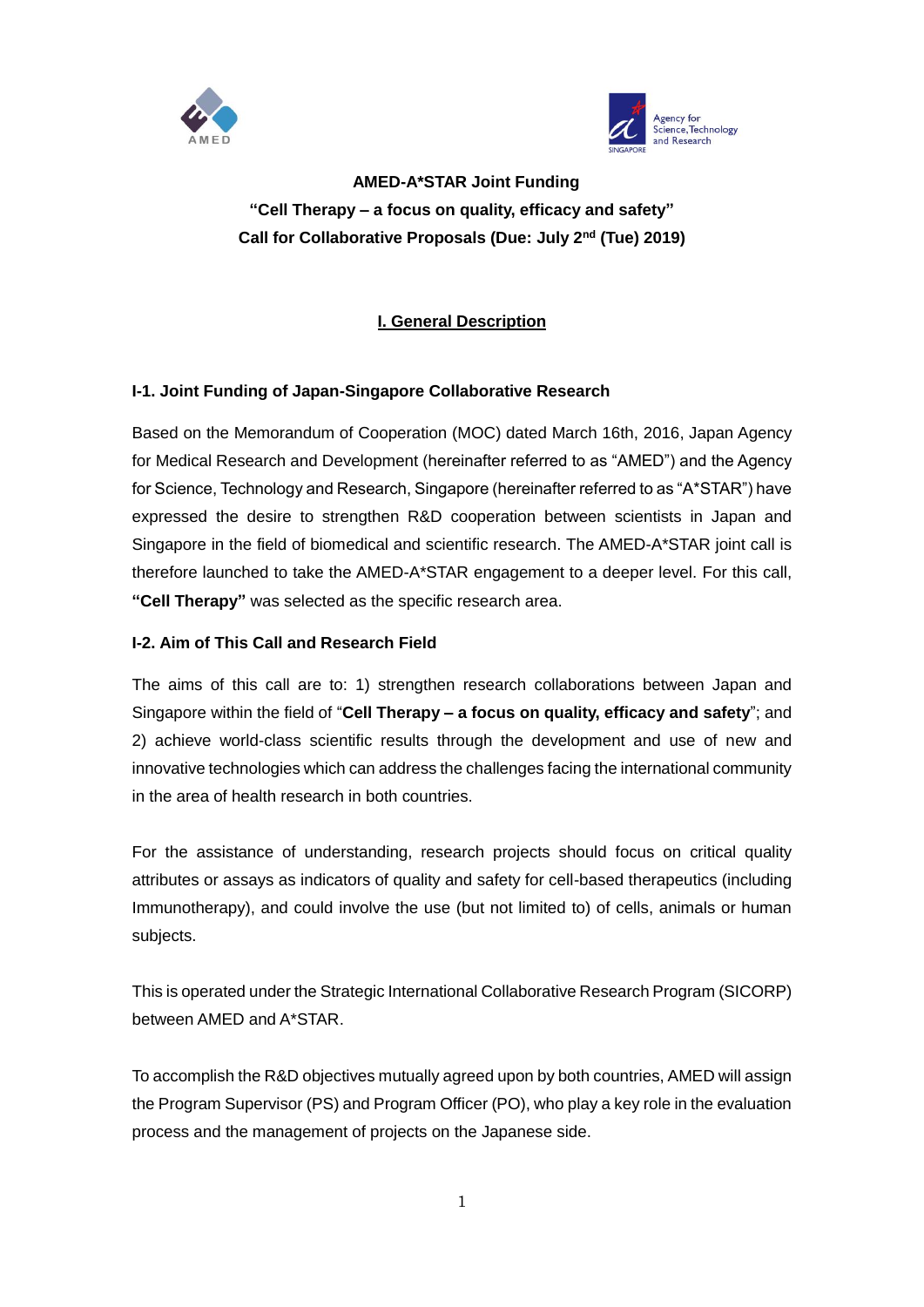**AMED-A*STAR Joint Funding**

**"Cell Therapy – a focus on quality, efficacy and safety"**

**Call for Collaborative Proposals (Due: July 2nd (Tue) 2019)**

## I. General Description

### I-1. Joint Funding of Japan-Singapore Collaborative Research

Based on the Memorandum of Cooperation (MOC) dated March 16th, 2016, Japan Agency for Medical Research and Development (hereinafter referred to as "AMED") and the Agency for Science, Technology and Research, Singapore (hereinafter referred to as "A*STAR") have expressed the desire to strengthen R&D cooperation between scientists in Japan and Singapore in the field of biomedical and scientific research. The AMED-A*STAR joint call is therefore launched to take the AMED-A*STAR engagement to a deeper level. For this call, **"Cell Therapy"** was selected as the specific research area.

### I-2. Aim of This Call and Research Field

The aims of this call are to: 1) strengthen research collaborations between Japan and Singapore within the field of "**Cell Therapy – a focus on quality, efficacy and safety**"; and 2) achieve world-class scientific results through the development and use of new and innovative technologies which can address the challenges facing the international community in the area of health research in both countries.

For the assistance of understanding, research projects should focus on critical quality attributes or assays as indicators of quality and safety for cell-based therapeutics (including Immunotherapy), and could involve the use (but not limited to) of cells, animals or human subjects.

This is operated under the Strategic International Collaborative Research Program (SICORP) between AMED and A*STAR.

To accomplish the R&D objectives mutually agreed upon by both countries, AMED will assign the Program Supervisor (PS) and Program Officer (PO), who play a key role in the evaluation process and the management of projects on the Japanese side.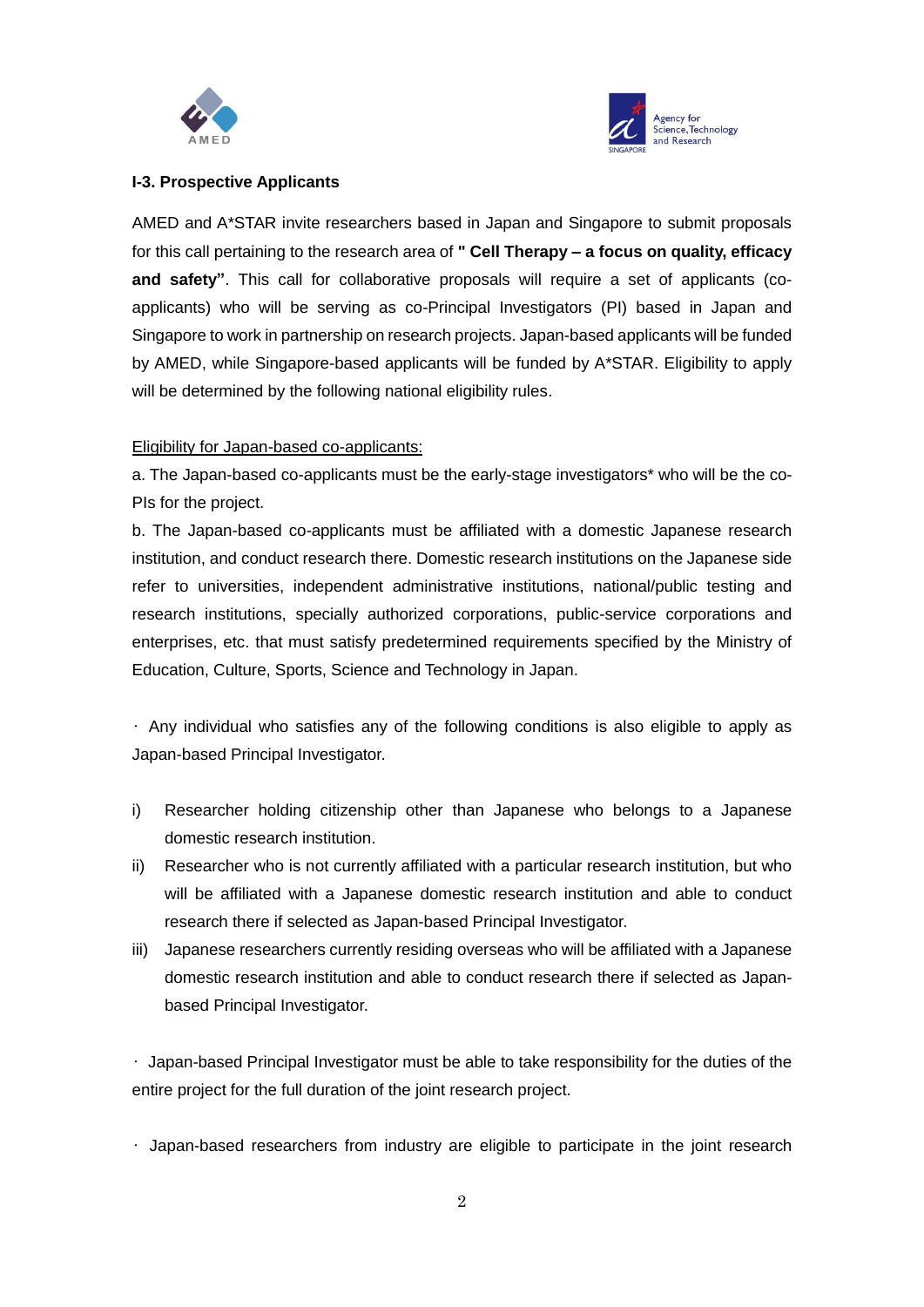### I-3. Prospective Applicants

AMED and A*STAR invite researchers based in Japan and Singapore to submit proposals for this call pertaining to the research area of **" Cell Therapy – a focus on quality, efficacy and safety"**. This call for collaborative proposals will require a set of applicants (co-applicants) who will be serving as co-Principal Investigators (PI) based in Japan and Singapore to work in partnership on research projects. Japan-based applicants will be funded by AMED, while Singapore-based applicants will be funded by A*STAR. Eligibility to apply will be determined by the following national eligibility rules.

<u>Eligibility for Japan-based co-applicants:</u>

a. The Japan-based co-applicants must be the early-stage investigators* who will be the co-PIs for the project.

b. The Japan-based co-applicants must be affiliated with a domestic Japanese research institution, and conduct research there. Domestic research institutions on the Japanese side refer to universities, independent administrative institutions, national/public testing and research institutions, specially authorized corporations, public-service corporations and enterprises, etc. that must satisfy predetermined requirements specified by the Ministry of Education, Culture, Sports, Science and Technology in Japan.

· Any individual who satisfies any of the following conditions is also eligible to apply as Japan-based Principal Investigator.

i) Researcher holding citizenship other than Japanese who belongs to a Japanese domestic research institution.

ii) Researcher who is not currently affiliated with a particular research institution, but who will be affiliated with a Japanese domestic research institution and able to conduct research there if selected as Japan-based Principal Investigator.

iii) Japanese researchers currently residing overseas who will be affiliated with a Japanese domestic research institution and able to conduct research there if selected as Japan-based Principal Investigator.

· Japan-based Principal Investigator must be able to take responsibility for the duties of the entire project for the full duration of the joint research project.

· Japan-based researchers from industry are eligible to participate in the joint research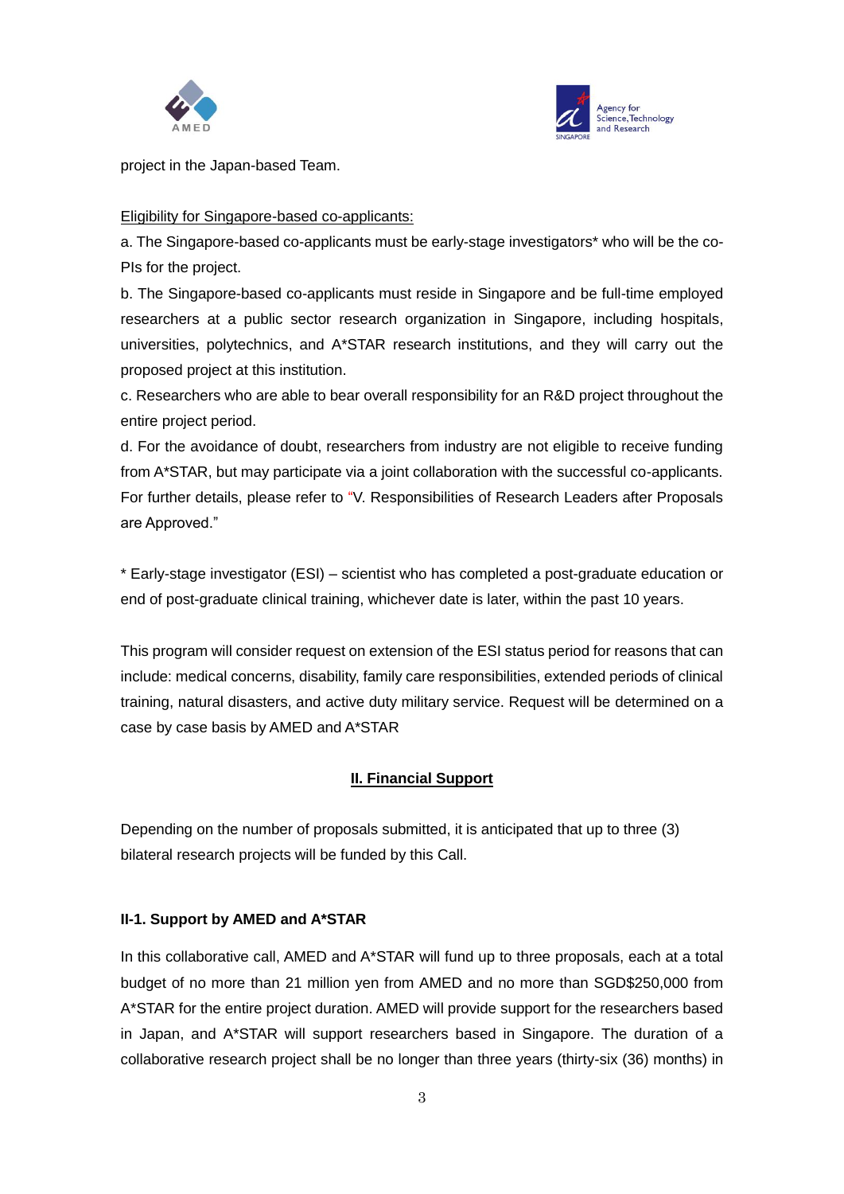project in the Japan-based Team.

Eligibility for Singapore-based co-applicants:

a. The Singapore-based co-applicants must be early-stage investigators* who will be the co-PIs for the project.

b. The Singapore-based co-applicants must reside in Singapore and be full-time employed researchers at a public sector research organization in Singapore, including hospitals, universities, polytechnics, and A*STAR research institutions, and they will carry out the proposed project at this institution.

c. Researchers who are able to bear overall responsibility for an R&D project throughout the entire project period.

d. For the avoidance of doubt, researchers from industry are not eligible to receive funding from A*STAR, but may participate via a joint collaboration with the successful co-applicants. For further details, please refer to "V. Responsibilities of Research Leaders after Proposals are Approved."

* Early-stage investigator (ESI) – scientist who has completed a post-graduate education or end of post-graduate clinical training, whichever date is later, within the past 10 years.

This program will consider request on extension of the ESI status period for reasons that can include: medical concerns, disability, family care responsibilities, extended periods of clinical training, natural disasters, and active duty military service. Request will be determined on a case by case basis by AMED and A*STAR

## II. Financial Support

Depending on the number of proposals submitted, it is anticipated that up to three (3) bilateral research projects will be funded by this Call.

### II-1. Support by AMED and A*STAR

In this collaborative call, AMED and A*STAR will fund up to three proposals, each at a total budget of no more than 21 million yen from AMED and no more than SGD$250,000 from A*STAR for the entire project duration. AMED will provide support for the researchers based in Japan, and A*STAR will support researchers based in Singapore. The duration of a collaborative research project shall be no longer than three years (thirty-six (36) months) in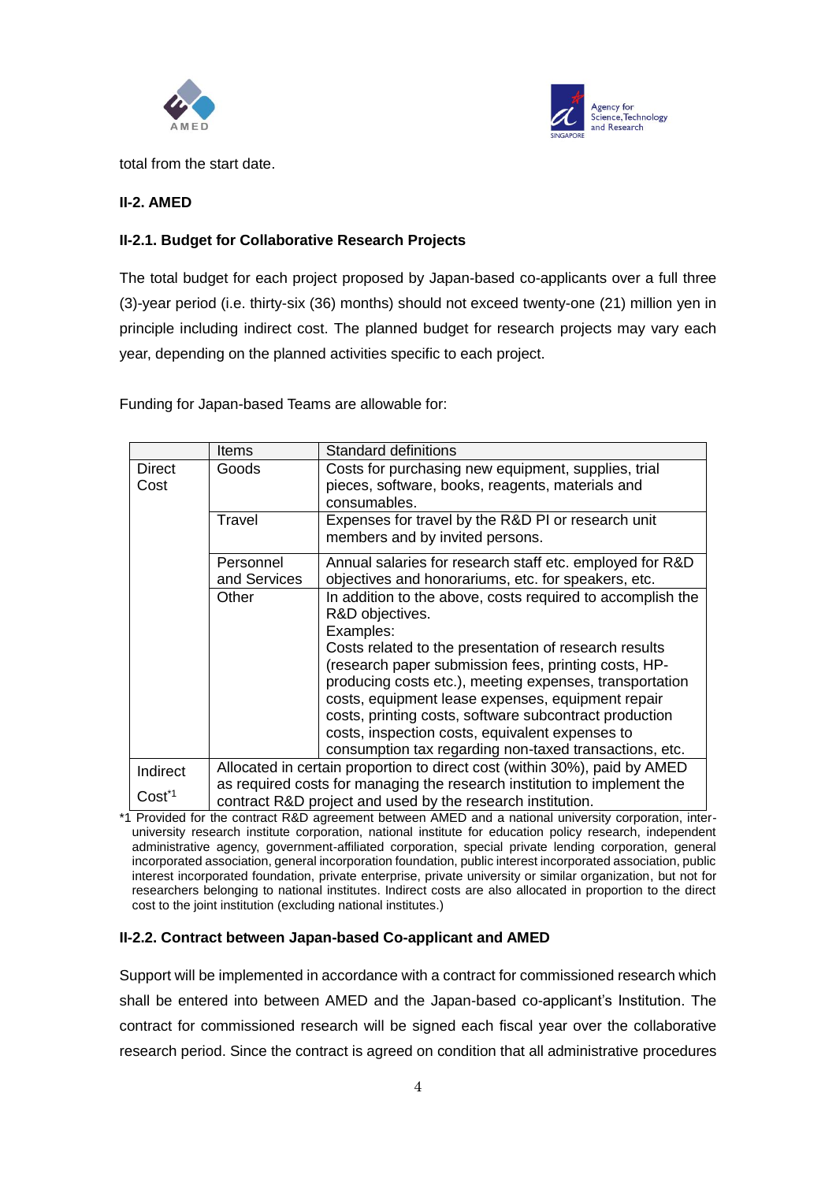total from the start date.

### II-2. AMED

#### II-2.1. Budget for Collaborative Research Projects

The total budget for each project proposed by Japan-based co-applicants over a full three (3)-year period (i.e. thirty-six (36) months) should not exceed twenty-one (21) million yen in principle including indirect cost. The planned budget for research projects may vary each year, depending on the planned activities specific to each project.

Funding for Japan-based Teams are allowable for:

| | Items | Standard definitions |
|---|---|---|
| Direct Cost | Goods | Costs for purchasing new equipment, supplies, trial pieces, software, books, reagents, materials and consumables. |
| | Travel | Expenses for travel by the R&D PI or research unit members and by invited persons. |
| | Personnel and Services | Annual salaries for research staff etc. employed for R&D objectives and honorariums, etc. for speakers, etc. |
| | Other | In addition to the above, costs required to accomplish the R&D objectives.<br>Examples:<br>Costs related to the presentation of research results (research paper submission fees, printing costs, HP-producing costs etc.), meeting expenses, transportation costs, equipment lease expenses, equipment repair costs, printing costs, software subcontract production costs, inspection costs, equivalent expenses to consumption tax regarding non-taxed transactions, etc. |
| Indirect Cost*1 | Allocated in certain proportion to direct cost (within 30%), paid by AMED as required costs for managing the research institution to implement the contract R&D project and used by the research institution. | |

*1 Provided for the contract R&D agreement between AMED and a national university corporation, inter-university research institute corporation, national institute for education policy research, independent administrative agency, government-affiliated corporation, special private lending corporation, general incorporated association, general incorporation foundation, public interest incorporated association, public interest incorporated foundation, private enterprise, private university or similar organization, but not for researchers belonging to national institutes. Indirect costs are also allocated in proportion to the direct cost to the joint institution (excluding national institutes.)

#### II-2.2. Contract between Japan-based Co-applicant and AMED

Support will be implemented in accordance with a contract for commissioned research which shall be entered into between AMED and the Japan-based co-applicant's Institution. The contract for commissioned research will be signed each fiscal year over the collaborative research period. Since the contract is agreed on condition that all administrative procedures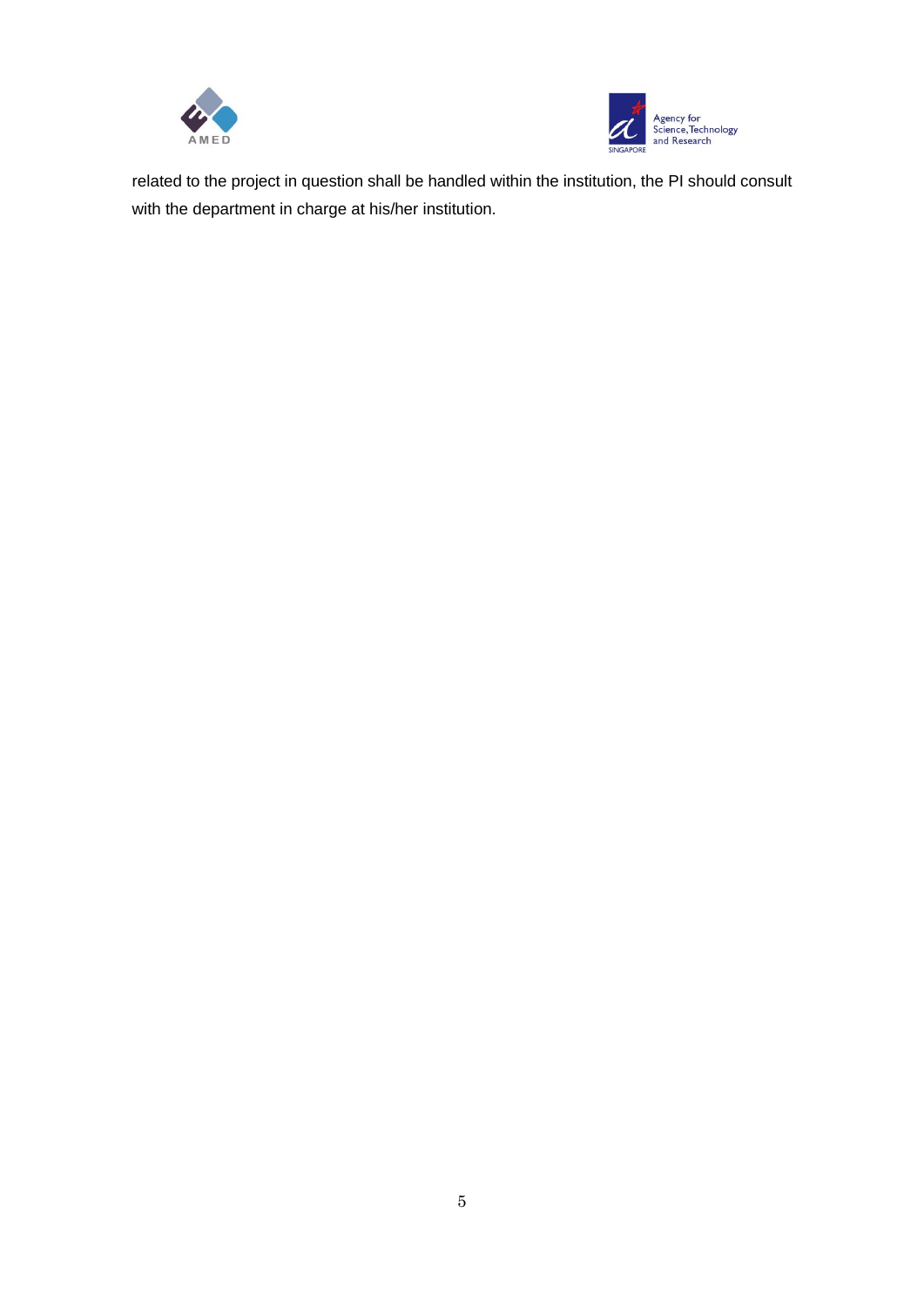related to the project in question shall be handled within the institution, the PI should consult with the department in charge at his/her institution.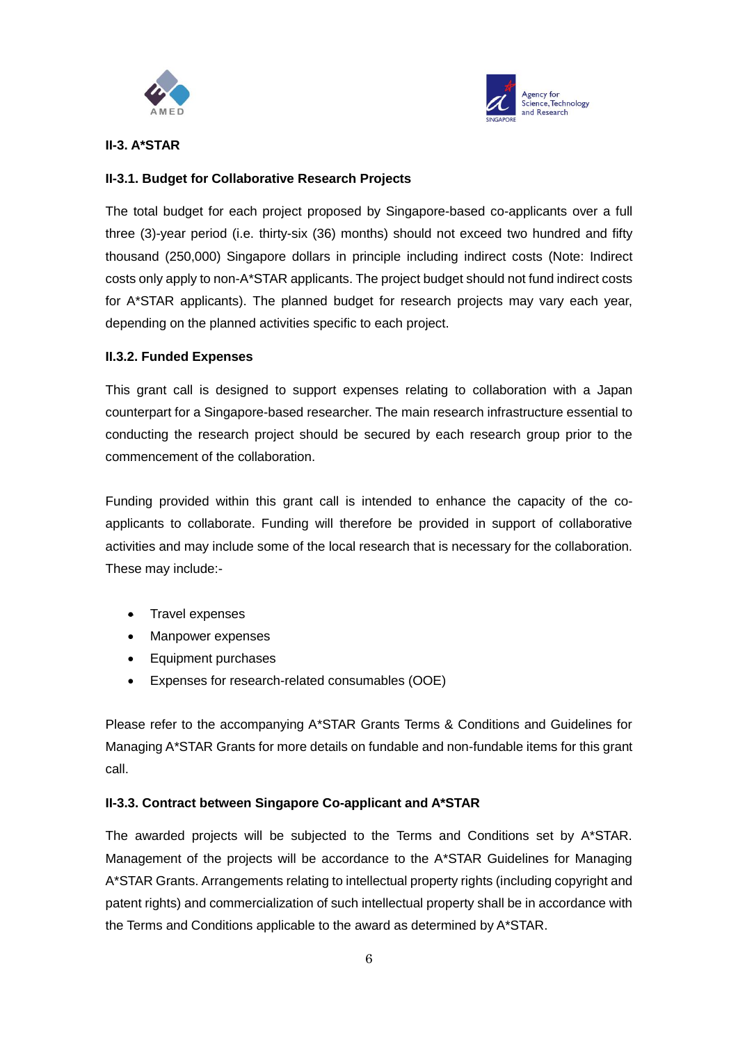## II-3. A*STAR

### II-3.1. Budget for Collaborative Research Projects

The total budget for each project proposed by Singapore-based co-applicants over a full three (3)-year period (i.e. thirty-six (36) months) should not exceed two hundred and fifty thousand (250,000) Singapore dollars in principle including indirect costs (Note: Indirect costs only apply to non-A*STAR applicants. The project budget should not fund indirect costs for A*STAR applicants). The planned budget for research projects may vary each year, depending on the planned activities specific to each project.

### II.3.2. Funded Expenses

This grant call is designed to support expenses relating to collaboration with a Japan counterpart for a Singapore-based researcher. The main research infrastructure essential to conducting the research project should be secured by each research group prior to the commencement of the collaboration.

Funding provided within this grant call is intended to enhance the capacity of the co-applicants to collaborate. Funding will therefore be provided in support of collaborative activities and may include some of the local research that is necessary for the collaboration. These may include:-

- Travel expenses
- Manpower expenses
- Equipment purchases
- Expenses for research-related consumables (OOE)

Please refer to the accompanying A*STAR Grants Terms & Conditions and Guidelines for Managing A*STAR Grants for more details on fundable and non-fundable items for this grant call.

### II-3.3. Contract between Singapore Co-applicant and A*STAR

The awarded projects will be subjected to the Terms and Conditions set by A*STAR. Management of the projects will be accordance to the A*STAR Guidelines for Managing A*STAR Grants. Arrangements relating to intellectual property rights (including copyright and patent rights) and commercialization of such intellectual property shall be in accordance with the Terms and Conditions applicable to the award as determined by A*STAR.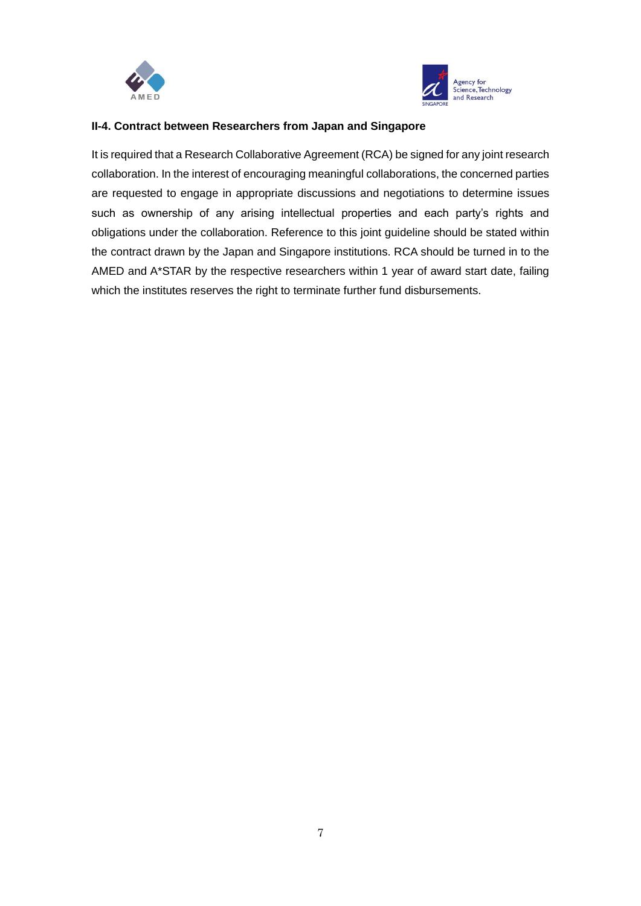## II-4. Contract between Researchers from Japan and Singapore

It is required that a Research Collaborative Agreement (RCA) be signed for any joint research collaboration. In the interest of encouraging meaningful collaborations, the concerned parties are requested to engage in appropriate discussions and negotiations to determine issues such as ownership of any arising intellectual properties and each party's rights and obligations under the collaboration. Reference to this joint guideline should be stated within the contract drawn by the Japan and Singapore institutions. RCA should be turned in to the AMED and A*STAR by the respective researchers within 1 year of award start date, failing which the institutes reserves the right to terminate further fund disbursements.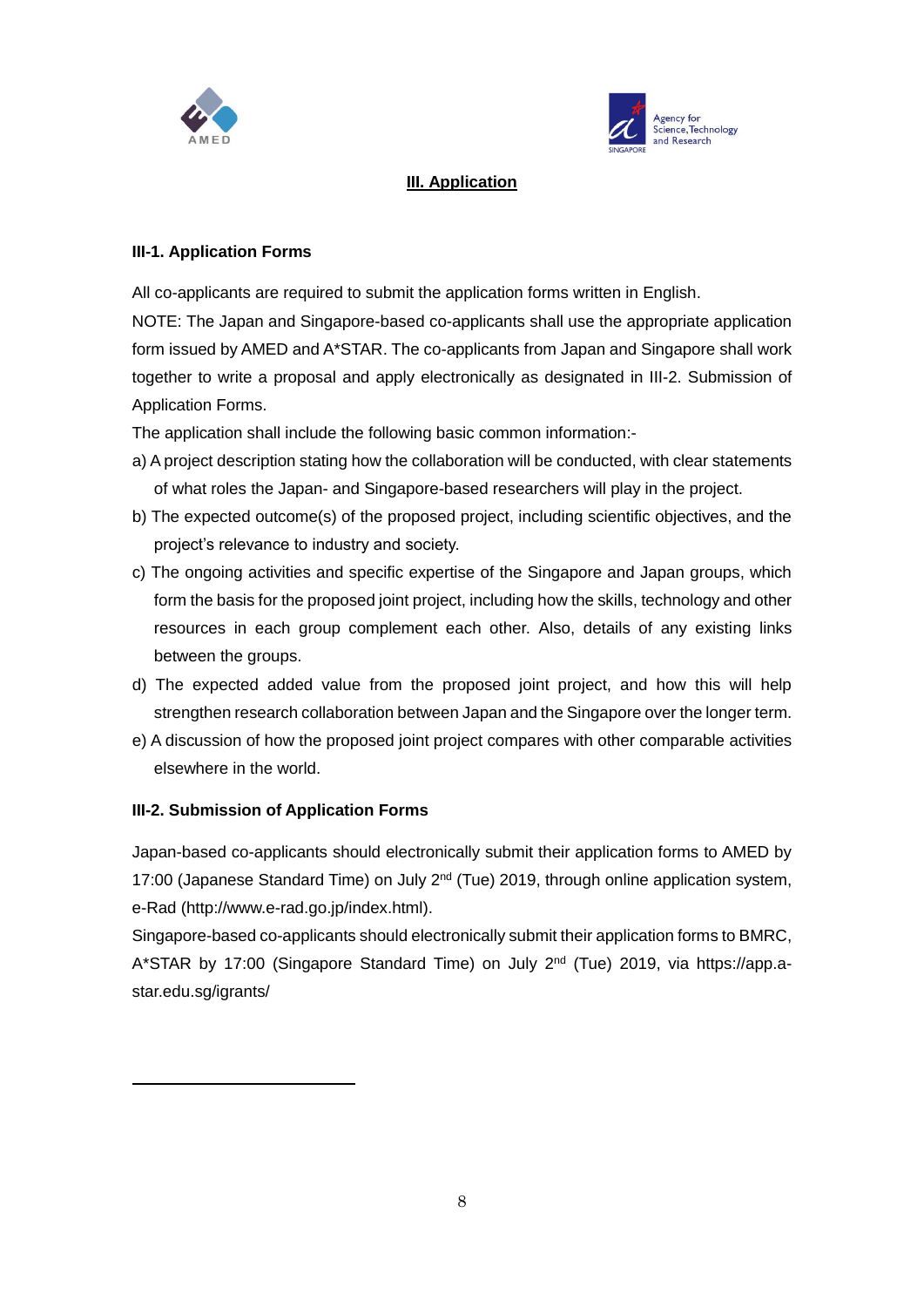## III. Application

### III-1. Application Forms

All co-applicants are required to submit the application forms written in English.

NOTE: The Japan and Singapore-based co-applicants shall use the appropriate application form issued by AMED and A*STAR. The co-applicants from Japan and Singapore shall work together to write a proposal and apply electronically as designated in III-2. Submission of Application Forms.

The application shall include the following basic common information:-

a) A project description stating how the collaboration will be conducted, with clear statements of what roles the Japan- and Singapore-based researchers will play in the project.

b) The expected outcome(s) of the proposed project, including scientific objectives, and the project's relevance to industry and society.

c) The ongoing activities and specific expertise of the Singapore and Japan groups, which form the basis for the proposed joint project, including how the skills, technology and other resources in each group complement each other. Also, details of any existing links between the groups.

d) The expected added value from the proposed joint project, and how this will help strengthen research collaboration between Japan and the Singapore over the longer term.

e) A discussion of how the proposed joint project compares with other comparable activities elsewhere in the world.

### III-2. Submission of Application Forms

Japan-based co-applicants should electronically submit their application forms to AMED by 17:00 (Japanese Standard Time) on July 2nd (Tue) 2019, through online application system, e-Rad (http://www.e-rad.go.jp/index.html).

Singapore-based co-applicants should electronically submit their application forms to BMRC, A*STAR by 17:00 (Singapore Standard Time) on July 2nd (Tue) 2019, via https://app.a-star.edu.sg/igrants/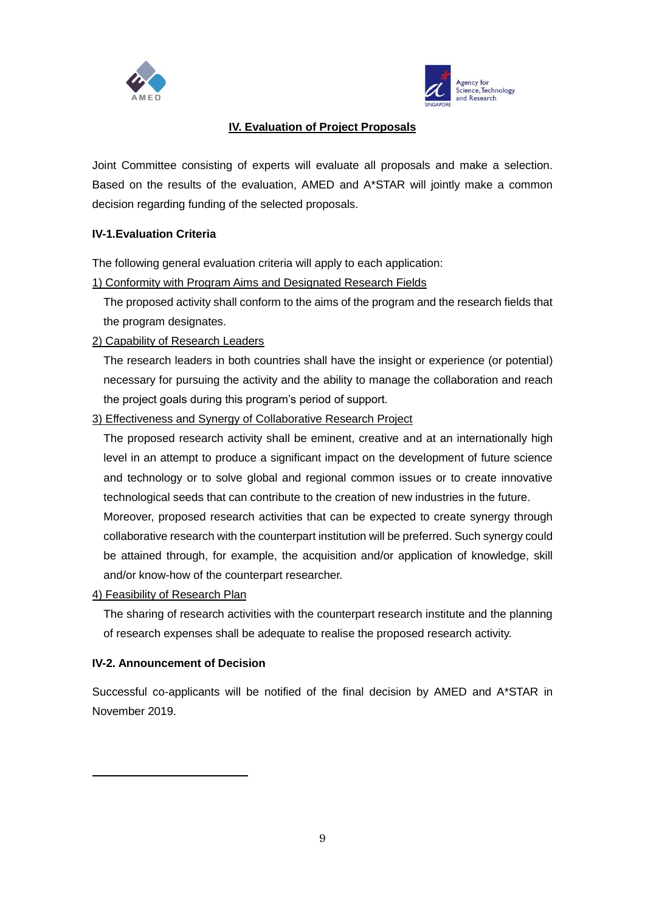## IV. Evaluation of Project Proposals

Joint Committee consisting of experts will evaluate all proposals and make a selection. Based on the results of the evaluation, AMED and A*STAR will jointly make a common decision regarding funding of the selected proposals.

### IV-1.Evaluation Criteria

The following general evaluation criteria will apply to each application:

1) Conformity with Program Aims and Designated Research Fields

The proposed activity shall conform to the aims of the program and the research fields that the program designates.

2) Capability of Research Leaders

The research leaders in both countries shall have the insight or experience (or potential) necessary for pursuing the activity and the ability to manage the collaboration and reach the project goals during this program's period of support.

3) Effectiveness and Synergy of Collaborative Research Project

The proposed research activity shall be eminent, creative and at an internationally high level in an attempt to produce a significant impact on the development of future science and technology or to solve global and regional common issues or to create innovative technological seeds that can contribute to the creation of new industries in the future.

Moreover, proposed research activities that can be expected to create synergy through collaborative research with the counterpart institution will be preferred. Such synergy could be attained through, for example, the acquisition and/or application of knowledge, skill and/or know-how of the counterpart researcher.

4) Feasibility of Research Plan

The sharing of research activities with the counterpart research institute and the planning of research expenses shall be adequate to realise the proposed research activity.

### IV-2. Announcement of Decision

Successful co-applicants will be notified of the final decision by AMED and A*STAR in November 2019.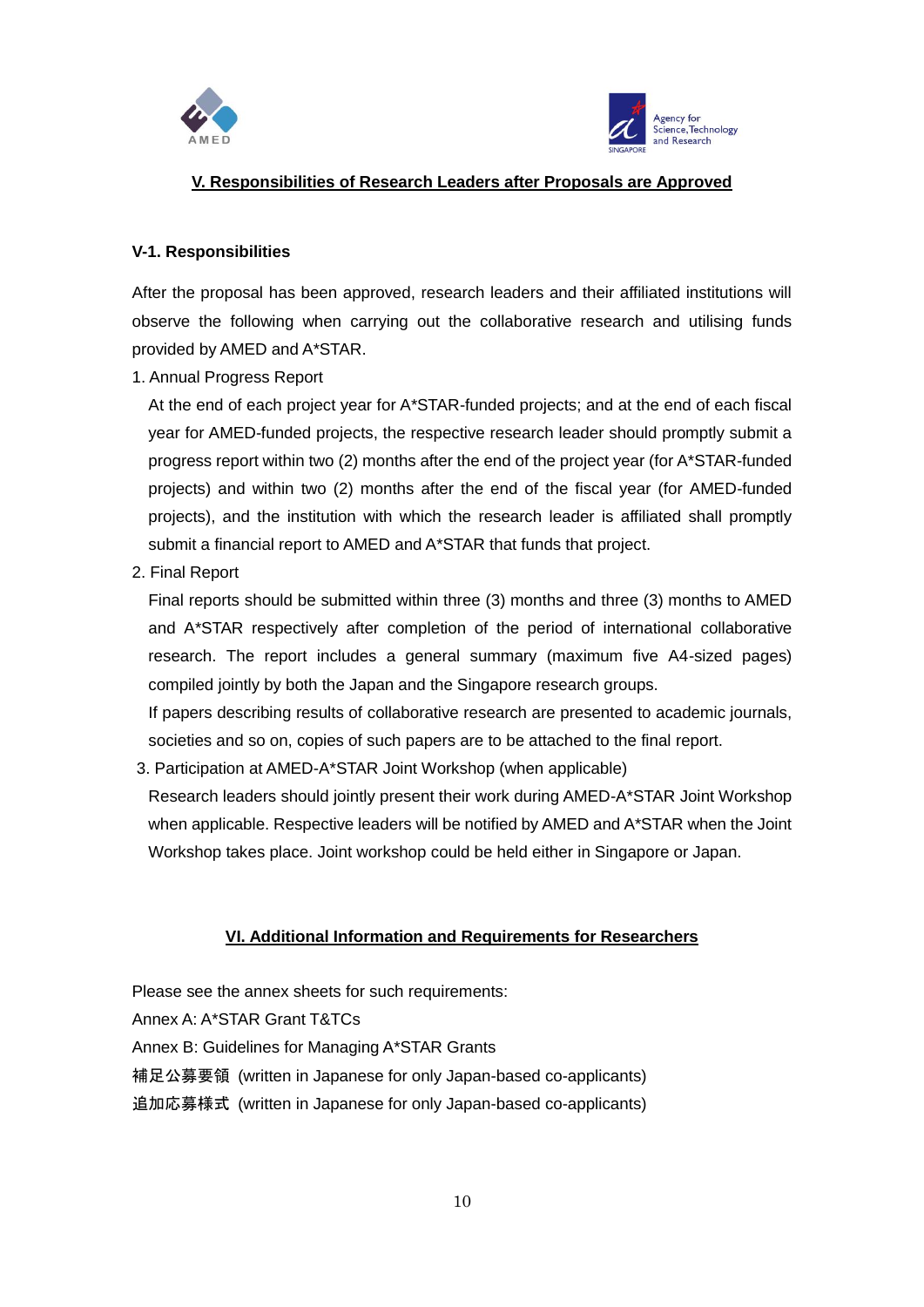## V. Responsibilities of Research Leaders after Proposals are Approved

### V-1. Responsibilities

After the proposal has been approved, research leaders and their affiliated institutions will observe the following when carrying out the collaborative research and utilising funds provided by AMED and A*STAR.

1. Annual Progress Report

   At the end of each project year for A*STAR-funded projects; and at the end of each fiscal year for AMED-funded projects, the respective research leader should promptly submit a progress report within two (2) months after the end of the project year (for A*STAR-funded projects) and within two (2) months after the end of the fiscal year (for AMED-funded projects), and the institution with which the research leader is affiliated shall promptly submit a financial report to AMED and A*STAR that funds that project.

2. Final Report

   Final reports should be submitted within three (3) months and three (3) months to AMED and A*STAR respectively after completion of the period of international collaborative research. The report includes a general summary (maximum five A4-sized pages) compiled jointly by both the Japan and the Singapore research groups.

   If papers describing results of collaborative research are presented to academic journals, societies and so on, copies of such papers are to be attached to the final report.

3. Participation at AMED-A*STAR Joint Workshop (when applicable)

   Research leaders should jointly present their work during AMED-A*STAR Joint Workshop when applicable. Respective leaders will be notified by AMED and A*STAR when the Joint Workshop takes place. Joint workshop could be held either in Singapore or Japan.

## VI. Additional Information and Requirements for Researchers

Please see the annex sheets for such requirements:

Annex A: A*STAR Grant T&TCs

Annex B: Guidelines for Managing A*STAR Grants

補足公募要領 (written in Japanese for only Japan-based co-applicants)

追加応募様式 (written in Japanese for only Japan-based co-applicants)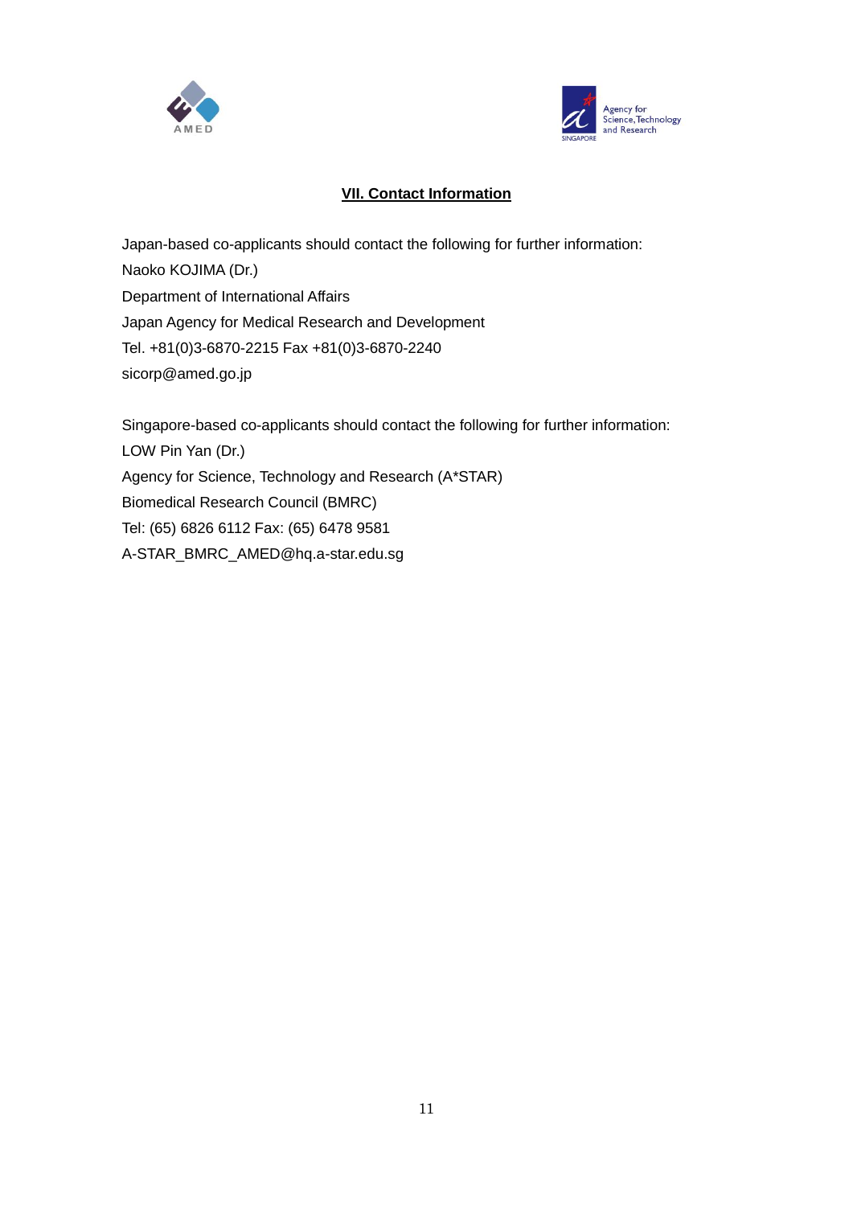## VII. Contact Information

Japan-based co-applicants should contact the following for further information:

Naoko KOJIMA (Dr.)
Department of International Affairs
Japan Agency for Medical Research and Development
Tel. +81(0)3-6870-2215 Fax +81(0)3-6870-2240
sicorp@amed.go.jp

Singapore-based co-applicants should contact the following for further information:

LOW Pin Yan (Dr.)
Agency for Science, Technology and Research (A*STAR)
Biomedical Research Council (BMRC)
Tel: (65) 6826 6112 Fax: (65) 6478 9581
A-STAR_BMRC_AMED@hq.a-star.edu.sg